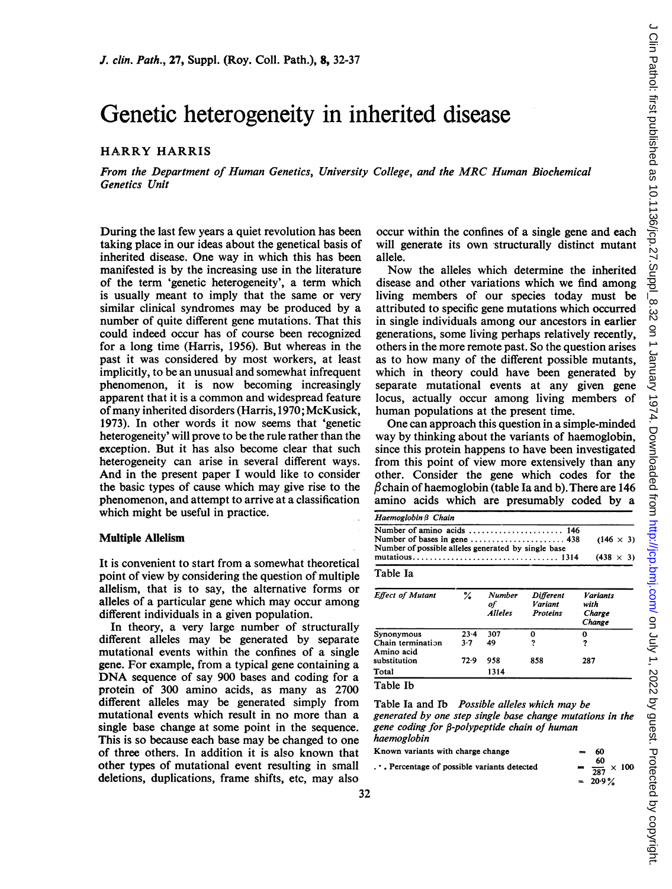# Genetic heterogeneity in inherited disease

HARRY HARRIS

*From the Department of Human Genetics, University College, and the MRC Human Biochemical Genetics Unit*

During the last few years a quiet revolution has been taking place in our ideas about the genetical basis of inherited disease. One way in which this has been manifested is by the increasing use in the literature of the term 'genetic heterogeneity', a term which is usually meant to imply that the same or very similar clinical syndromes may be produced by a number of quite different gene mutations. That this could indeed occur has of course been recognized for a long time (Harris, 1956). But whereas in the past it was considered by most workers, at least implicitly, to be an unusual and somewhat infrequent phenomenon, it is now becoming increasingly apparent that it is a common and widespread feature of many inherited disorders (Harris, 1970; McKusick, 1973). In other words it now seems that 'genetic heterogeneity' will prove to be the rule rather than the exception. But it has also become clear that such heterogeneity can arise in several different ways. And in the present paper I would like to consider the basic types of cause which may give rise to the phenomenon, and attempt to arrive at a classification which might be useful in practice.

## Multiple Allelism

It is convenient to start from a somewhat theoretical point of view by considering the question of multiple allelism, that is to say, the alternative forms or alleles of a particular gene which may occur among different individuals in a given population.

In theory, a very large number of structurally different alleles may be generated by separate mutational events within the confines of a single gene. For example, from a typical gene containing a DNA sequence of say 900 bases and coding for a protein of 300 amino acids, as many as 2700 different alleles may be generated simply from mutational events which result in no more than a single base change at some point in the sequence. This is so because each base may be changed to one of three others. In addition it is also known that other types of mutational event resulting in small deletions, duplications, frame shifts, etc, may also occur within the confines of a single gene and each will generate its own structurally distinct mutant allele.

Now the alleles which determine the inherited disease and other variations which we find among living members of our species today must be attributed to specific gene mutations which occurred in single individuals among our ancestors in earlier generations, some living perhaps relatively recently, others in the more remote past. So the question arises as to how many of the different possible mutants, which in theory could have been generated by separate mutational events at any given gene locus, actually occur among living members of human populations at the present time.

One can approach this question in a simple-minded way by thinking about the variants of haemoglobin, since this protein happens to have been investigated from this point of view more extensively than any other. Consider the gene which codes for the $\beta$ chain of haemoglobin (table Ia and b). There are 146 amino acids which are presumably coded by a

| *Haemoglobin β Chain* | | |
|---|---|---|
| Number of amino acids | 146 | |
| Number of bases in gene | 438 | (146 × 3) |
| Number of possible alleles generated by single base mutatious | 1314 | (438 × 3) |

Table Ia

| *Effect of Mutant* | % | *Number of Alleles* | *Different Variant Proteins* | *Variants with Charge Change* |
|---|---|---|---|---|
| Synonymous | 23·4 | 307 | 0 | 0 |
| Chain termination | 3·7 | 49 | ? | ? |
| Amino acid substitution | 72·9 | 958 | 858 | 287 |
| Total | | 1314 | | |

Table Ib

Table Ia and Ib *Possible alleles which may be generated by one step single base change mutations in the gene coding for β-polypeptide chain of human haemoglobin*

Known variants with charge change = 60

∴ Percentage of possible variants detected $= \frac{60}{287} \times 100 = 20{\cdot}9\%$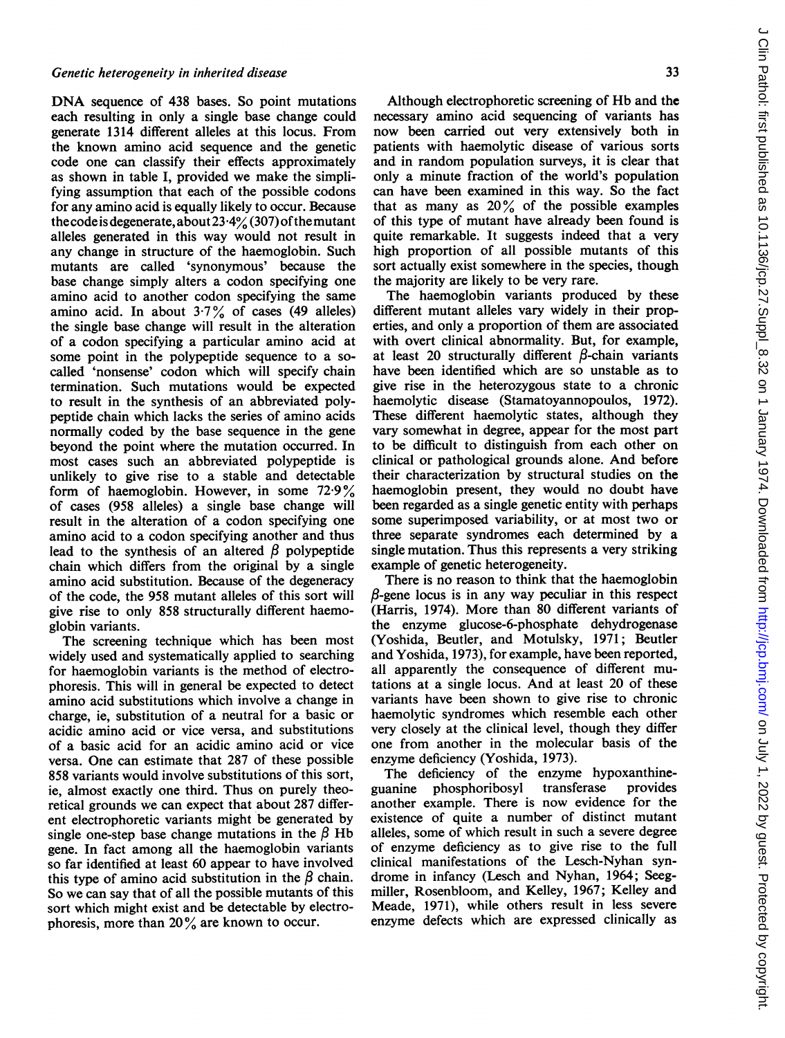DNA sequence of 438 bases. So point mutations each resulting in only a single base change could generate 1314 different alleles at this locus. From the known amino acid sequence and the genetic code one can classify their effects approximately as shown in table I, provided we make the simplifying assumption that each of the possible codons for any amino acid is equally likely to occur. Because the code is degenerate, about 23·4% (307) of the mutant alleles generated in this way would not result in any change in structure of the haemoglobin. Such mutants are called 'synonymous' because the base change simply alters a codon specifying one amino acid to another codon specifying the same amino acid. In about 3·7% of cases (49 alleles) the single base change will result in the alteration of a codon specifying a particular amino acid at some point in the polypeptide sequence to a so-called 'nonsense' codon which will specify chain termination. Such mutations would be expected to result in the synthesis of an abbreviated polypeptide chain which lacks the series of amino acids normally coded by the base sequence in the gene beyond the point where the mutation occurred. In most cases such an abbreviated polypeptide is unlikely to give rise to a stable and detectable form of haemoglobin. However, in some 72·9% of cases (958 alleles) a single base change will result in the alteration of a codon specifying one amino acid to a codon specifying another and thus lead to the synthesis of an altered $\beta$ polypeptide chain which differs from the original by a single amino acid substitution. Because of the degeneracy of the code, the 958 mutant alleles of this sort will give rise to only 858 structurally different haemoglobin variants.

The screening technique which has been most widely used and systematically applied to searching for haemoglobin variants is the method of electrophoresis. This will in general be expected to detect amino acid substitutions which involve a change in charge, ie, substitution of a neutral for a basic or acidic amino acid or vice versa, and substitutions of a basic acid for an acidic amino acid or vice versa. One can estimate that 287 of these possible 858 variants would involve substitutions of this sort, ie, almost exactly one third. Thus on purely theoretical grounds we can expect that about 287 different electrophoretic variants might be generated by single one-step base change mutations in the $\beta$ Hb gene. In fact among all the haemoglobin variants so far identified at least 60 appear to have involved this type of amino acid substitution in the $\beta$ chain. So we can say that of all the possible mutants of this sort which might exist and be detectable by electrophoresis, more than 20% are known to occur.

Although electrophoretic screening of Hb and the necessary amino acid sequencing of variants has now been carried out very extensively both in patients with haemolytic disease of various sorts and in random population surveys, it is clear that only a minute fraction of the world's population can have been examined in this way. So the fact that as many as 20% of the possible examples of this type of mutant have already been found is quite remarkable. It suggests indeed that a very high proportion of all possible mutants of this sort actually exist somewhere in the species, though the majority are likely to be very rare.

The haemoglobin variants produced by these different mutant alleles vary widely in their properties, and only a proportion of them are associated with overt clinical abnormality. But, for example, at least 20 structurally different $\beta$-chain variants have been identified which are so unstable as to give rise in the heterozygous state to a chronic haemolytic disease (Stamatoyannopoulos, 1972). These different haemolytic states, although they vary somewhat in degree, appear for the most part to be difficult to distinguish from each other on clinical or pathological grounds alone. And before their characterization by structural studies on the haemoglobin present, they would no doubt have been regarded as a single genetic entity with perhaps some superimposed variability, or at most two or three separate syndromes each determined by a single mutation. Thus this represents a very striking example of genetic heterogeneity.

There is no reason to think that the haemoglobin $\beta$-gene locus is in any way peculiar in this respect (Harris, 1974). More than 80 different variants of the enzyme glucose-6-phosphate dehydrogenase (Yoshida, Beutler, and Motulsky, 1971; Beutler and Yoshida, 1973), for example, have been reported, all apparently the consequence of different mutations at a single locus. And at least 20 of these variants have been shown to give rise to chronic haemolytic syndromes which resemble each other very closely at the clinical level, though they differ one from another in the molecular basis of the enzyme deficiency (Yoshida, 1973).

The deficiency of the enzyme hypoxanthine-guanine phosphoribosyl transferase provides another example. There is now evidence for the existence of quite a number of distinct mutant alleles, some of which result in such a severe degree of enzyme deficiency as to give rise to the full clinical manifestations of the Lesch-Nyhan syndrome in infancy (Lesch and Nyhan, 1964; Seegmiller, Rosenbloom, and Kelley, 1967; Kelley and Meade, 1971), while others result in less severe enzyme defects which are expressed clinically as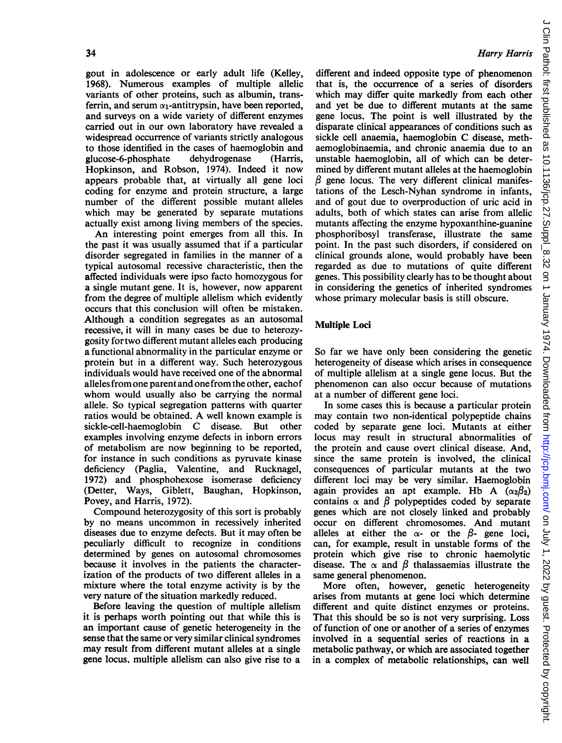gout in adolescence or early adult life (Kelley, 1968). Numerous examples of multiple allelic variants of other proteins, such as albumin, transferrin, and serum $\alpha_1$-antitrypsin, have been reported, and surveys on a wide variety of different enzymes carried out in our own laboratory have revealed a widespread occurrence of variants strictly analogous to those identified in the cases of haemoglobin and glucose-6-phosphate dehydrogenase (Harris, Hopkinson, and Robson, 1974). Indeed it now appears probable that, at virtually all gene loci coding for enzyme and protein structure, a large number of the different possible mutant alleles which may be generated by separate mutations actually exist among living members of the species.

An interesting point emerges from all this. In the past it was usually assumed that if a particular disorder segregated in families in the manner of a typical autosomal recessive characteristic, then the affected individuals were ipso facto homozygous for a single mutant gene. It is, however, now apparent from the degree of multiple allelism which evidently occurs that this conclusion will often be mistaken. Although a condition segregates as an autosomal recessive, it will in many cases be due to heterozygosity for two different mutant alleles each producing a functional abnormality in the particular enzyme or protein but in a different way. Such heterozygous individuals would have received one of the abnormal alleles from one parent and one from the other, each of whom would usually also be carrying the normal allele. So typical segregation patterns with quarter ratios would be obtained. A well known example is sickle-cell-haemoglobin C disease. But other examples involving enzyme defects in inborn errors of metabolism are now beginning to be reported, for instance in such conditions as pyruvate kinase deficiency (Paglia, Valentine, and Rucknagel, 1972) and phosphohexose isomerase deficiency (Detter, Ways, Giblett, Baughan, Hopkinson, Povey, and Harris, 1972).

Compound heterozygosity of this sort is probably by no means uncommon in recessively inherited diseases due to enzyme defects. But it may often be peculiarly difficult to recognize in conditions determined by genes on autosomal chromosomes because it involves in the patients the characterization of the products of two different alleles in a mixture where the total enzyme activity is by the very nature of the situation markedly reduced.

Before leaving the question of multiple allelism it is perhaps worth pointing out that while this is an important cause of genetic heterogeneity in the sense that the same or very similar clinical syndromes may result from different mutant alleles at a single gene locus, multiple allelism can also give rise to a different and indeed opposite type of phenomenon that is, the occurrence of a series of disorders which may differ quite markedly from each other and yet be due to different mutants at the same gene locus. The point is well illustrated by the disparate clinical appearances of conditions such as sickle cell anaemia, haemoglobin C disease, methaemoglobinaemia, and chronic anaemia due to an unstable haemoglobin, all of which can be determined by different mutant alleles at the haemoglobin $\beta$ gene locus. The very different clinical manifestations of the Lesch-Nyhan syndrome in infants, and of gout due to overproduction of uric acid in adults, both of which states can arise from allelic mutants affecting the enzyme hypoxanthine-guanine phosphoribosyl transferase, illustrate the same point. In the past such disorders, if considered on clinical grounds alone, would probably have been regarded as due to mutations of quite different genes. This possibility clearly has to be thought about in considering the genetics of inherited syndromes whose primary molecular basis is still obscure.

## Multiple Loci

So far we have only been considering the genetic heterogeneity of disease which arises in consequence of multiple allelism at a single gene locus. But the phenomenon can also occur because of mutations at a number of different gene loci.

In some cases this is because a particular protein may contain two non-identical polypeptide chains coded by separate gene loci. Mutants at either locus may result in structural abnormalities of the protein and cause overt clinical disease. And, since the same protein is involved, the clinical consequences of particular mutants at the two different loci may be very similar. Haemoglobin again provides an apt example. Hb A ($\alpha_2\beta_2$) contains $\alpha$ and $\beta$ polypeptides coded by separate genes which are not closely linked and probably occur on different chromosomes. And mutant alleles at either the $\alpha$- or the $\beta$- gene loci, can, for example, result in unstable forms of the protein which give rise to chronic haemolytic disease. The $\alpha$ and $\beta$ thalassaemias illustrate the same general phenomenon.

More often, however, genetic heterogeneity arises from mutants at gene loci which determine different and quite distinct enzymes or proteins. That this should be so is not very surprising. Loss of function of one or another of a series of enzymes involved in a sequential series of reactions in a metabolic pathway, or which are associated together in a complex of metabolic relationships, can well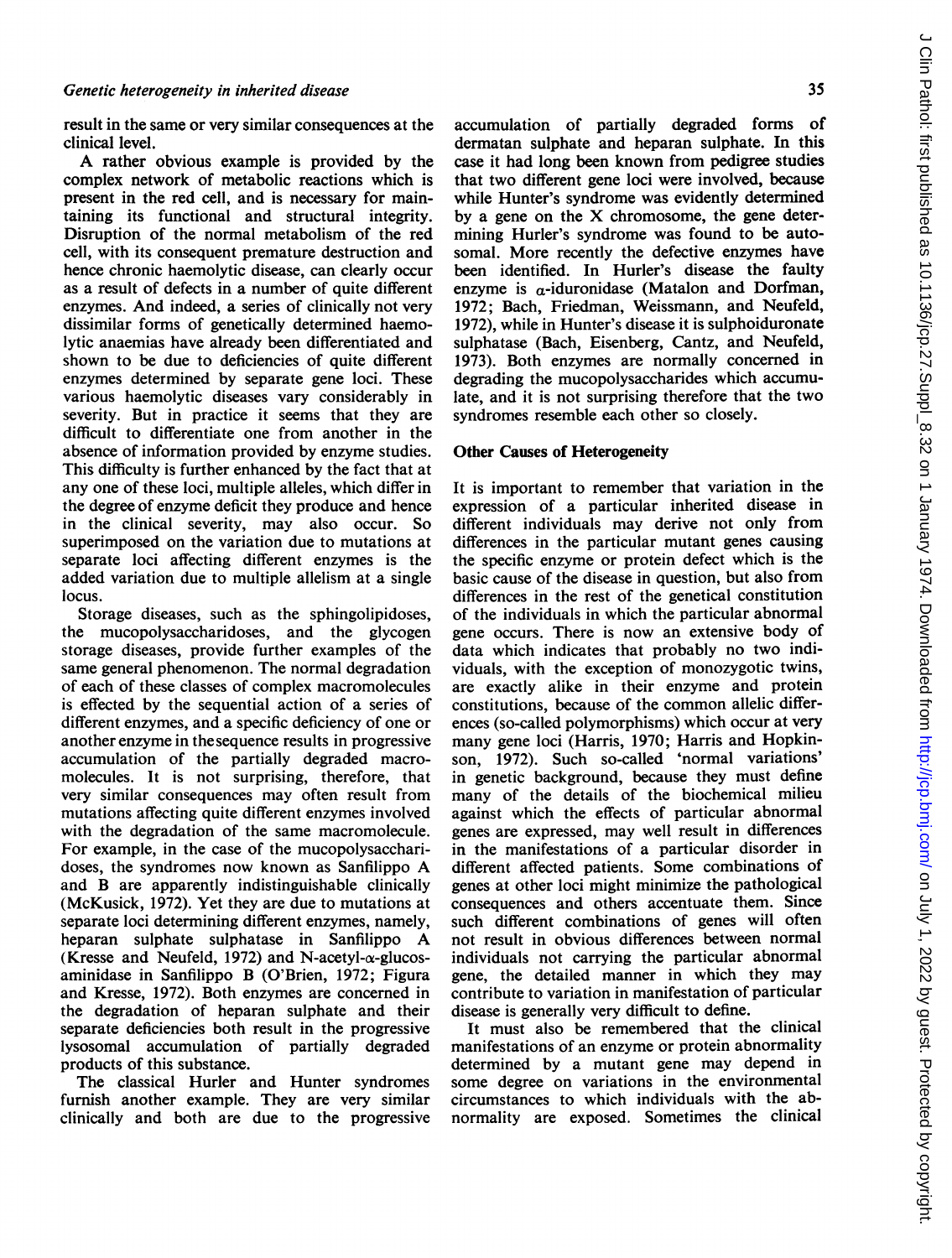result in the same or very similar consequences at the clinical level.

A rather obvious example is provided by the complex network of metabolic reactions which is present in the red cell, and is necessary for maintaining its functional and structural integrity. Disruption of the normal metabolism of the red cell, with its consequent premature destruction and hence chronic haemolytic disease, can clearly occur as a result of defects in a number of quite different enzymes. And indeed, a series of clinically not very dissimilar forms of genetically determined haemolytic anaemias have already been differentiated and shown to be due to deficiencies of quite different enzymes determined by separate gene loci. These various haemolytic diseases vary considerably in severity. But in practice it seems that they are difficult to differentiate one from another in the absence of information provided by enzyme studies. This difficulty is further enhanced by the fact that at any one of these loci, multiple alleles, which differ in the degree of enzyme deficit they produce and hence in the clinical severity, may also occur. So superimposed on the variation due to mutations at separate loci affecting different enzymes is the added variation due to multiple allelism at a single locus.

Storage diseases, such as the sphingolipidoses, the mucopolysaccharidoses, and the glycogen storage diseases, provide further examples of the same general phenomenon. The normal degradation of each of these classes of complex macromolecules is effected by the sequential action of a series of different enzymes, and a specific deficiency of one or another enzyme in the sequence results in progressive accumulation of the partially degraded macromolecules. It is not surprising, therefore, that very similar consequences may often result from mutations affecting quite different enzymes involved with the degradation of the same macromolecule. For example, in the case of the mucopolysaccharidoses, the syndromes now known as Sanfilippo A and B are apparently indistinguishable clinically (McKusick, 1972). Yet they are due to mutations at separate loci determining different enzymes, namely, heparan sulphate sulphatase in Sanfilippo A (Kresse and Neufeld, 1972) and N-acetyl-α-glucosaminidase in Sanfilippo B (O'Brien, 1972; Figura and Kresse, 1972). Both enzymes are concerned in the degradation of heparan sulphate and their separate deficiencies both result in the progressive lysosomal accumulation of partially degraded products of this substance.

The classical Hurler and Hunter syndromes furnish another example. They are very similar clinically and both are due to the progressive accumulation of partially degraded forms of dermatan sulphate and heparan sulphate. In this case it had long been known from pedigree studies that two different gene loci were involved, because while Hunter's syndrome was evidently determined by a gene on the X chromosome, the gene determining Hurler's syndrome was found to be autosomal. More recently the defective enzymes have been identified. In Hurler's disease the faulty enzyme is α-iduronidase (Matalon and Dorfman, 1972; Bach, Friedman, Weissmann, and Neufeld, 1972), while in Hunter's disease it is sulphoiduronate sulphatase (Bach, Eisenberg, Cantz, and Neufeld, 1973). Both enzymes are normally concerned in degrading the mucopolysaccharides which accumulate, and it is not surprising therefore that the two syndromes resemble each other so closely.

## Other Causes of Heterogeneity

It is important to remember that variation in the expression of a particular inherited disease in different individuals may derive not only from differences in the particular mutant genes causing the specific enzyme or protein defect which is the basic cause of the disease in question, but also from differences in the rest of the genetical constitution of the individuals in which the particular abnormal gene occurs. There is now an extensive body of data which indicates that probably no two individuals, with the exception of monozygotic twins, are exactly alike in their enzyme and protein constitutions, because of the common allelic differences (so-called polymorphisms) which occur at very many gene loci (Harris, 1970; Harris and Hopkinson, 1972). Such so-called 'normal variations' in genetic background, because they must define many of the details of the biochemical milieu against which the effects of particular abnormal genes are expressed, may well result in differences in the manifestations of a particular disorder in different affected patients. Some combinations of genes at other loci might minimize the pathological consequences and others accentuate them. Since such different combinations of genes will often not result in obvious differences between normal individuals not carrying the particular abnormal gene, the detailed manner in which they may contribute to variation in manifestation of particular disease is generally very difficult to define.

It must also be remembered that the clinical manifestations of an enzyme or protein abnormality determined by a mutant gene may depend in some degree on variations in the environmental circumstances to which individuals with the abnormality are exposed. Sometimes the clinical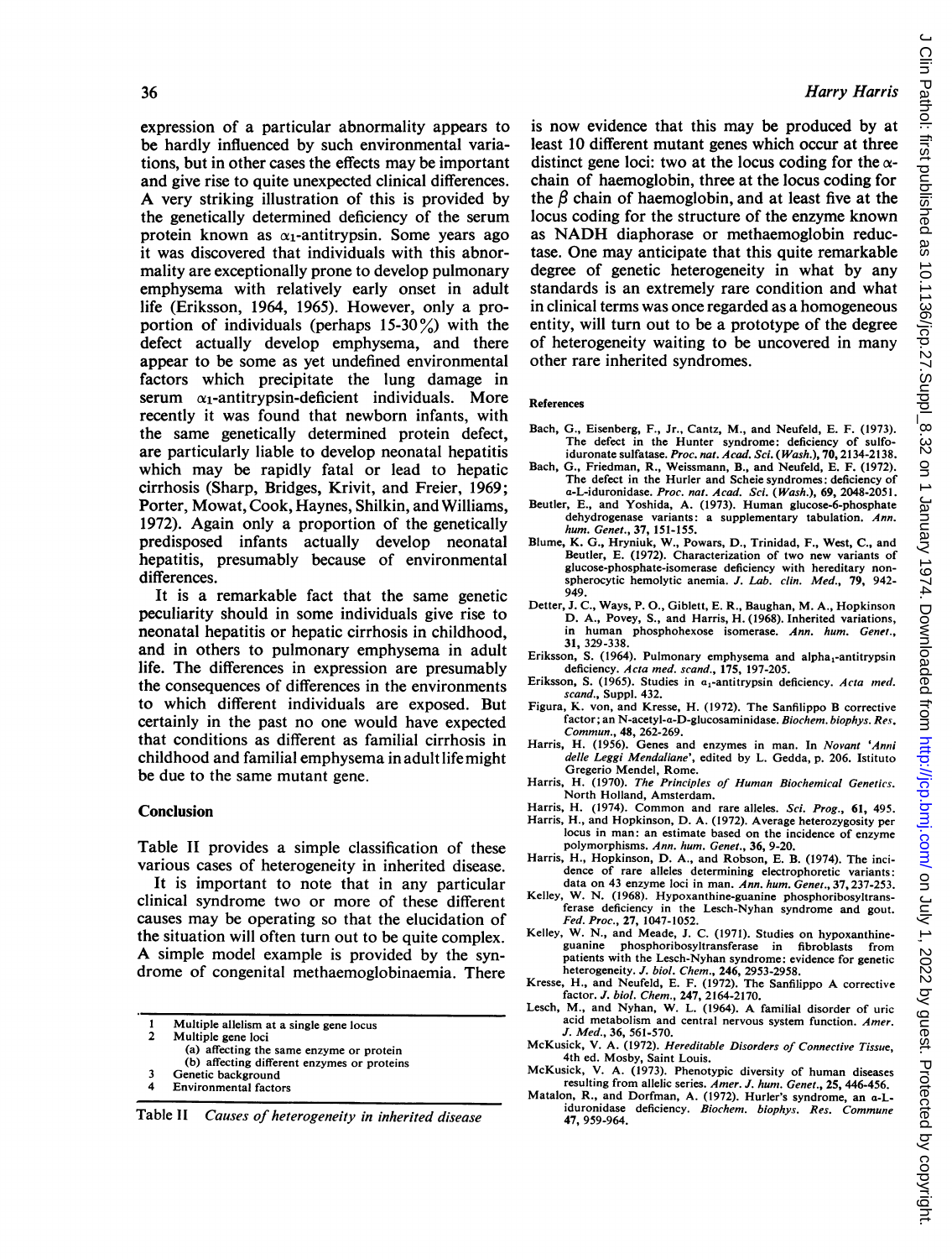expression of a particular abnormality appears to be hardly influenced by such environmental variations, but in other cases the effects may be important and give rise to quite unexpected clinical differences. A very striking illustration of this is provided by the genetically determined deficiency of the serum protein known as $\alpha_1$-antitrypsin. Some years ago it was discovered that individuals with this abnormality are exceptionally prone to develop pulmonary emphysema with relatively early onset in adult life (Eriksson, 1964, 1965). However, only a proportion of individuals (perhaps 15-30%) with the defect actually develop emphysema, and there appear to be some as yet undefined environmental factors which precipitate the lung damage in serum $\alpha_1$-antitrypsin-deficient individuals. More recently it was found that newborn infants, with the same genetically determined protein defect, are particularly liable to develop neonatal hepatitis which may be rapidly fatal or lead to hepatic cirrhosis (Sharp, Bridges, Krivit, and Freier, 1969; Porter, Mowat, Cook, Haynes, Shilkin, and Williams, 1972). Again only a proportion of the genetically predisposed infants actually develop neonatal hepatitis, presumably because of environmental differences.

It is a remarkable fact that the same genetic peculiarity should in some individuals give rise to neonatal hepatitis or hepatic cirrhosis in childhood, and in others to pulmonary emphysema in adult life. The differences in expression are presumably the consequences of differences in the environments to which different individuals are exposed. But certainly in the past no one would have expected that conditions as different as familial cirrhosis in childhood and familial emphysema in adult life might be due to the same mutant gene.

## Conclusion

Table II provides a simple classification of these various cases of heterogeneity in inherited disease.

It is important to note that in any particular clinical syndrome two or more of these different causes may be operating so that the elucidation of the situation will often turn out to be quite complex. A simple model example is provided by the syndrome of congenital methaemoglobinaemia. There is now evidence that this may be produced by at least 10 different mutant genes which occur at three distinct gene loci: two at the locus coding for the $\alpha$-chain of haemoglobin, three at the locus coding for the $\beta$ chain of haemoglobin, and at least five at the locus coding for the structure of the enzyme known as NADH diaphorase or methaemoglobin reductase. One may anticipate that this quite remarkable degree of genetic heterogeneity in what by any standards is an extremely rare condition and what in clinical terms was once regarded as a homogeneous entity, will turn out to be a prototype of the degree of heterogeneity waiting to be uncovered in many other rare inherited syndromes.

1 Multiple allelism at a single gene locus
2 Multiple gene loci
 (a) affecting the same enzyme or protein
 (b) affecting different enzymes or proteins
3 Genetic background
4 Environmental factors

Table II *Causes of heterogeneity in inherited disease*

### References

Bach, G., Eisenberg, F., Jr., Cantz, M., and Neufeld, E. F. (1973). The defect in the Hunter syndrome: deficiency of sulfoiduronate sulfatase. *Proc. nat. Acad. Sci. (Wash.)*, **70**, 2134-2138.

Bach, G., Friedman, R., Weissmann, B., and Neufeld, E. F. (1972). The defect in the Hurler and Scheie syndromes: deficiency of α-L-iduronidase. *Proc. nat. Acad. Sci. (Wash.)*, **69**, 2048-2051.

Beutler, E., and Yoshida, A. (1973). Human glucose-6-phosphate dehydrogenase variants: a supplementary tabulation. *Ann. hum. Genet.*, **37**, 151-155.

Blume, K. G., Hryniuk, W., Powars, D., Trinidad, F., West, C., and Beutler, E. (1972). Characterization of two new variants of glucose-phosphate-isomerase deficiency with hereditary nonspherocytic hemolytic anemia. *J. Lab. clin. Med.*, **79**, 942-949.

Detter, J. C., Ways, P. O., Giblett, E. R., Baughan, M. A., Hopkinson D. A., Povey, S., and Harris, H. (1968). Inherited variations, in human phosphohexose isomerase. *Ann. hum. Genet.*, **31**, 329-338.

Eriksson, S. (1964). Pulmonary emphysema and alpha$_1$-antitrypsin deficiency. *Acta med. scand.*, **175**, 197-205.

Eriksson, S. (1965). Studies in $\alpha_1$-antitrypsin deficiency. *Acta med. scand.*, Suppl. 432.

Figura, K. von, and Kresse, H. (1972). The Sanfilippo B corrective factor; an N-acetyl-α-D-glucosaminidase. *Biochem. biophys. Res. Commun.*, **48**, 262-269.

Harris, H. (1956). Genes and enzymes in man. In *Novant 'Anni delle Leggi Mendaliane'*, edited by L. Gedda, p. 206. Istituto Gregorio Mendel, Rome.

Harris, H. (1970). *The Principles of Human Biochemical Genetics*. North Holland, Amsterdam.

Harris, H. (1974). Common and rare alleles. *Sci. Prog.*, **61**, 495.

Harris, H., and Hopkinson, D. A. (1972). Average heterozygosity per locus in man: an estimate based on the incidence of enzyme polymorphisms. *Ann. hum. Genet.*, **36**, 9-20.

Harris, H., Hopkinson, D. A., and Robson, E. B. (1974). The incidence of rare alleles determining electrophoretic variants: data on 43 enzyme loci in man. *Ann. hum. Genet.*, **37**, 237-253.

Kelley, W. N. (1968). Hypoxanthine-guanine phosphoribosyltransferase deficiency in the Lesch-Nyhan syndrome and gout. *Fed. Proc.*, **27**, 1047-1052.

Kelley, W. N., and Meade, J. C. (1971). Studies on hypoxanthine-guanine phosphoribosyltransferase in fibroblasts from patients with the Lesch-Nyhan syndrome: evidence for genetic heterogeneity. *J. biol. Chem.*, **246**, 2953-2958.

Kresse, H., and Neufeld, E. F. (1972). The Sanfilippo A corrective factor. *J. biol. Chem.*, **247**, 2164-2170.

Lesch, M., and Nyhan, W. L. (1964). A familial disorder of uric acid metabolism and central nervous system function. *Amer. J. Med.*, **36**, 561-570.

McKusick, V. A. (1972). *Hereditable Disorders of Connective Tissue*, 4th ed. Mosby, Saint Louis.

McKusick, V. A. (1973). Phenotypic diversity of human diseases resulting from allelic series. *Amer. J. hum. Genet.*, **25**, 446-456.

Matalon, R., and Dorfman, A. (1972). Hurler's syndrome, an α-L-iduronidase deficiency. *Biochem. biophys. Res. Commune* **47**, 959-964.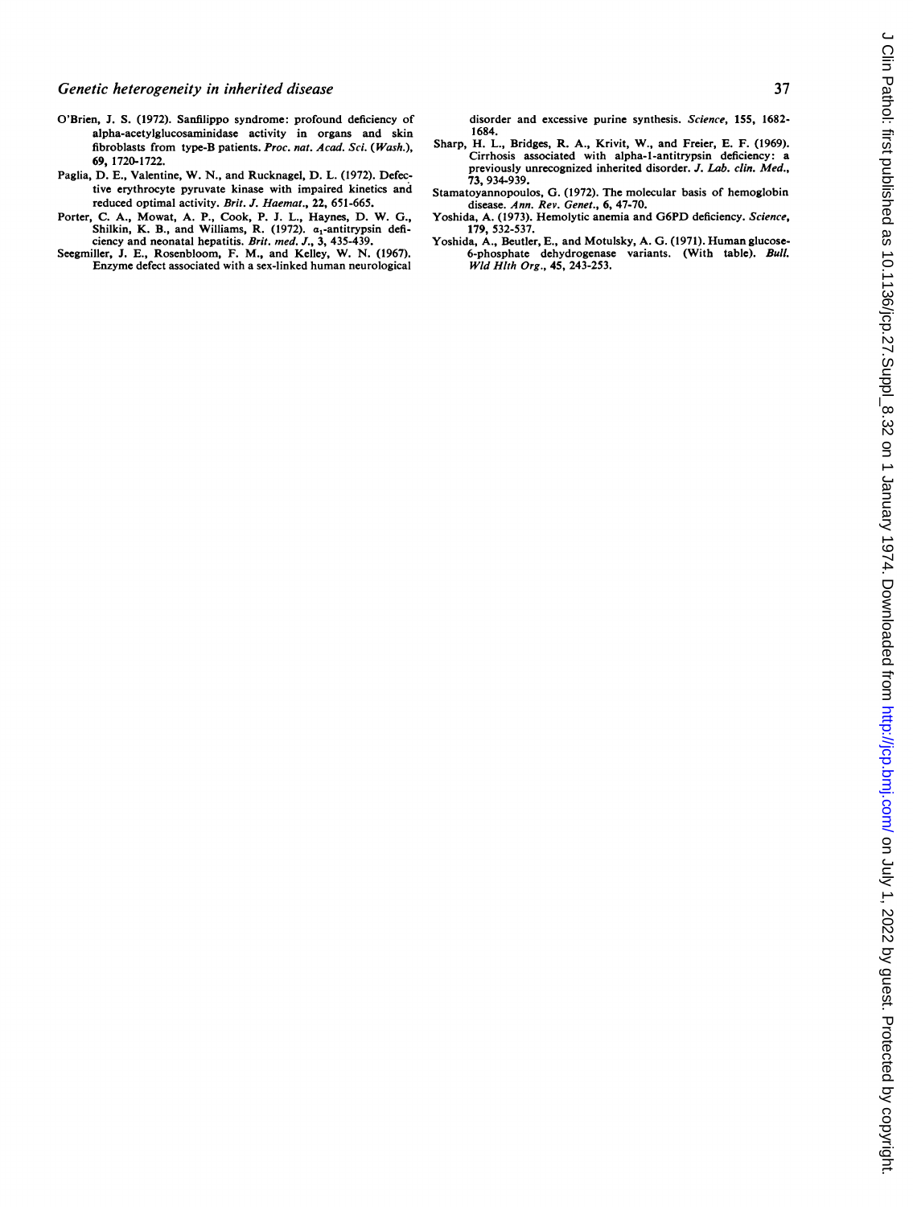O'Brien, J. S. (1972). Sanfilippo syndrome: profound deficiency of alpha-acetylglucosaminidase activity in organs and skin fibroblasts from type-B patients. *Proc. nat. Acad. Sci. (Wash.)*, **69**, 1720-1722.

Paglia, D. E., Valentine, W. N., and Rucknagel, D. L. (1972). Defective erythrocyte pyruvate kinase with impaired kinetics and reduced optimal activity. *Brit. J. Haemat.*, **22**, 651-665.

Porter, C. A., Mowat, A. P., Cook, P. J. L., Haynes, D. W. G., Shilkin, K. B., and Williams, R. (1972). $\alpha_1$-antitrypsin deficiency and neonatal hepatitis. *Brit. med. J.*, **3**, 435-439.

Seegmiller, J. E., Rosenbloom, F. M., and Kelley, W. N. (1967). Enzyme defect associated with a sex-linked human neurological disorder and excessive purine synthesis. *Science*, **155**, 1682-1684.

Sharp, H. L., Bridges, R. A., Krivit, W., and Freier, E. F. (1969). Cirrhosis associated with alpha-1-antitrypsin deficiency: a previously unrecognized inherited disorder. *J. Lab. clin. Med.*, **73**, 934-939.

Stamatoyannopoulos, G. (1972). The molecular basis of hemoglobin disease. *Ann. Rev. Genet.*, **6**, 47-70.

Yoshida, A. (1973). Hemolytic anemia and G6PD deficiency. *Science*, **179**, 532-537.

Yoshida, A., Beutler, E., and Motulsky, A. G. (1971). Human glucose-6-phosphate dehydrogenase variants. (With table). *Bull. Wld Hlth Org.*, **45**, 243-253.